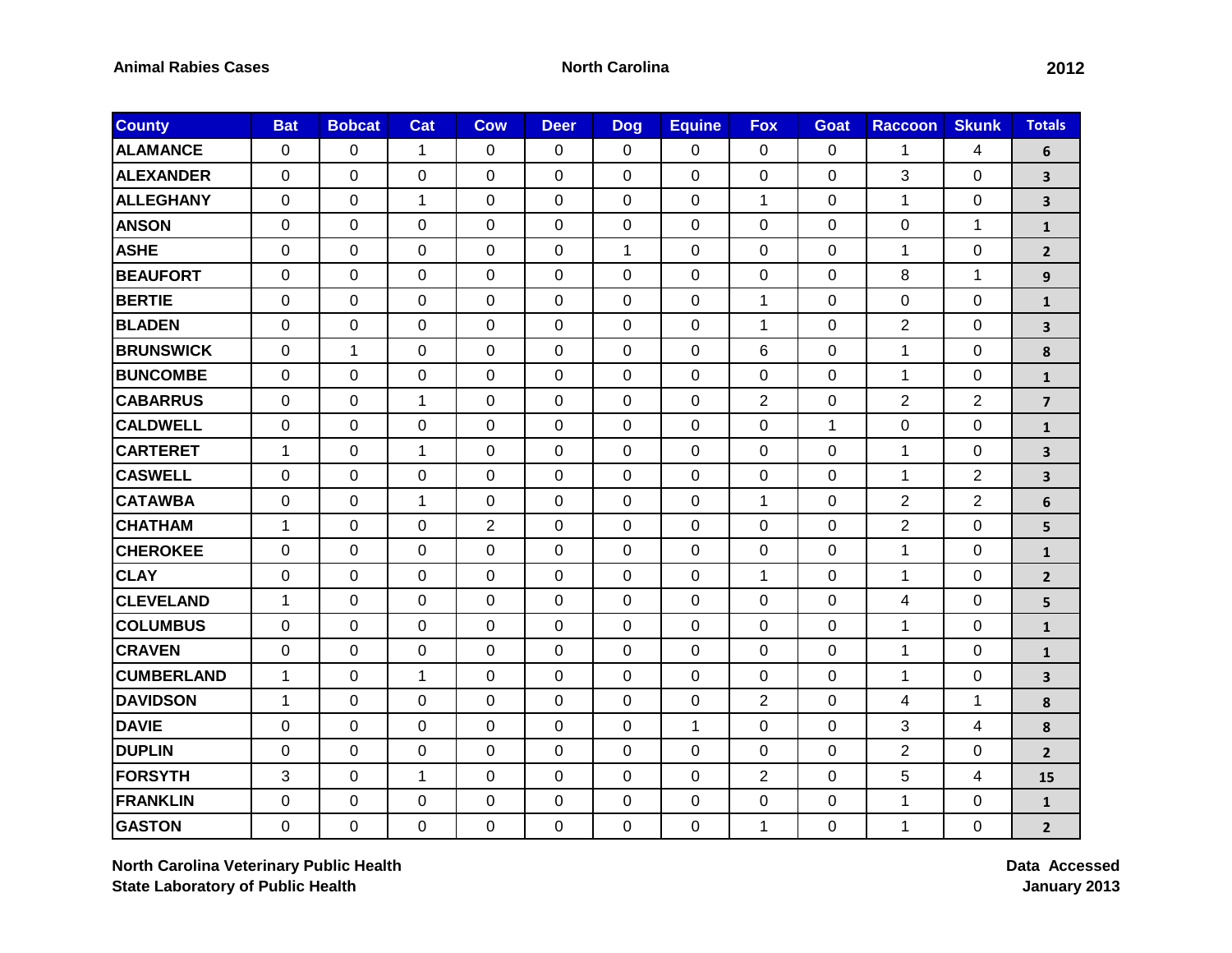**Animal Rabies Cases** **North Carolina** **2012**

| County | Bat | Bobcat | Cat | Cow | Deer | Dog | Equine | Fox | Goat | Raccoon | Skunk | Totals |
|---|---|---|---|---|---|---|---|---|---|---|---|---|
| ALAMANCE | 0 | 0 | 1 | 0 | 0 | 0 | 0 | 0 | 0 | 1 | 4 | 6 |
| ALEXANDER | 0 | 0 | 0 | 0 | 0 | 0 | 0 | 0 | 0 | 3 | 0 | 3 |
| ALLEGHANY | 0 | 0 | 1 | 0 | 0 | 0 | 0 | 1 | 0 | 1 | 0 | 3 |
| ANSON | 0 | 0 | 0 | 0 | 0 | 0 | 0 | 0 | 0 | 0 | 1 | 1 |
| ASHE | 0 | 0 | 0 | 0 | 0 | 1 | 0 | 0 | 0 | 1 | 0 | 2 |
| BEAUFORT | 0 | 0 | 0 | 0 | 0 | 0 | 0 | 0 | 0 | 8 | 1 | 9 |
| BERTIE | 0 | 0 | 0 | 0 | 0 | 0 | 0 | 1 | 0 | 0 | 0 | 1 |
| BLADEN | 0 | 0 | 0 | 0 | 0 | 0 | 0 | 1 | 0 | 2 | 0 | 3 |
| BRUNSWICK | 0 | 1 | 0 | 0 | 0 | 0 | 0 | 6 | 0 | 1 | 0 | 8 |
| BUNCOMBE | 0 | 0 | 0 | 0 | 0 | 0 | 0 | 0 | 0 | 1 | 0 | 1 |
| CABARRUS | 0 | 0 | 1 | 0 | 0 | 0 | 0 | 2 | 0 | 2 | 2 | 7 |
| CALDWELL | 0 | 0 | 0 | 0 | 0 | 0 | 0 | 0 | 1 | 0 | 0 | 1 |
| CARTERET | 1 | 0 | 1 | 0 | 0 | 0 | 0 | 0 | 0 | 1 | 0 | 3 |
| CASWELL | 0 | 0 | 0 | 0 | 0 | 0 | 0 | 0 | 0 | 1 | 2 | 3 |
| CATAWBA | 0 | 0 | 1 | 0 | 0 | 0 | 0 | 1 | 0 | 2 | 2 | 6 |
| CHATHAM | 1 | 0 | 0 | 2 | 0 | 0 | 0 | 0 | 0 | 2 | 0 | 5 |
| CHEROKEE | 0 | 0 | 0 | 0 | 0 | 0 | 0 | 0 | 0 | 1 | 0 | 1 |
| CLAY | 0 | 0 | 0 | 0 | 0 | 0 | 0 | 1 | 0 | 1 | 0 | 2 |
| CLEVELAND | 1 | 0 | 0 | 0 | 0 | 0 | 0 | 0 | 0 | 4 | 0 | 5 |
| COLUMBUS | 0 | 0 | 0 | 0 | 0 | 0 | 0 | 0 | 0 | 1 | 0 | 1 |
| CRAVEN | 0 | 0 | 0 | 0 | 0 | 0 | 0 | 0 | 0 | 1 | 0 | 1 |
| CUMBERLAND | 1 | 0 | 1 | 0 | 0 | 0 | 0 | 0 | 0 | 1 | 0 | 3 |
| DAVIDSON | 1 | 0 | 0 | 0 | 0 | 0 | 0 | 2 | 0 | 4 | 1 | 8 |
| DAVIE | 0 | 0 | 0 | 0 | 0 | 0 | 1 | 0 | 0 | 3 | 4 | 8 |
| DUPLIN | 0 | 0 | 0 | 0 | 0 | 0 | 0 | 0 | 0 | 2 | 0 | 2 |
| FORSYTH | 3 | 0 | 1 | 0 | 0 | 0 | 0 | 2 | 0 | 5 | 4 | 15 |
| FRANKLIN | 0 | 0 | 0 | 0 | 0 | 0 | 0 | 0 | 0 | 1 | 0 | 1 |
| GASTON | 0 | 0 | 0 | 0 | 0 | 0 | 0 | 1 | 0 | 1 | 0 | 2 |

**North Carolina Veterinary Public Health**
**State Laboratory of Public Health**

**Data Accessed**
**January 2013**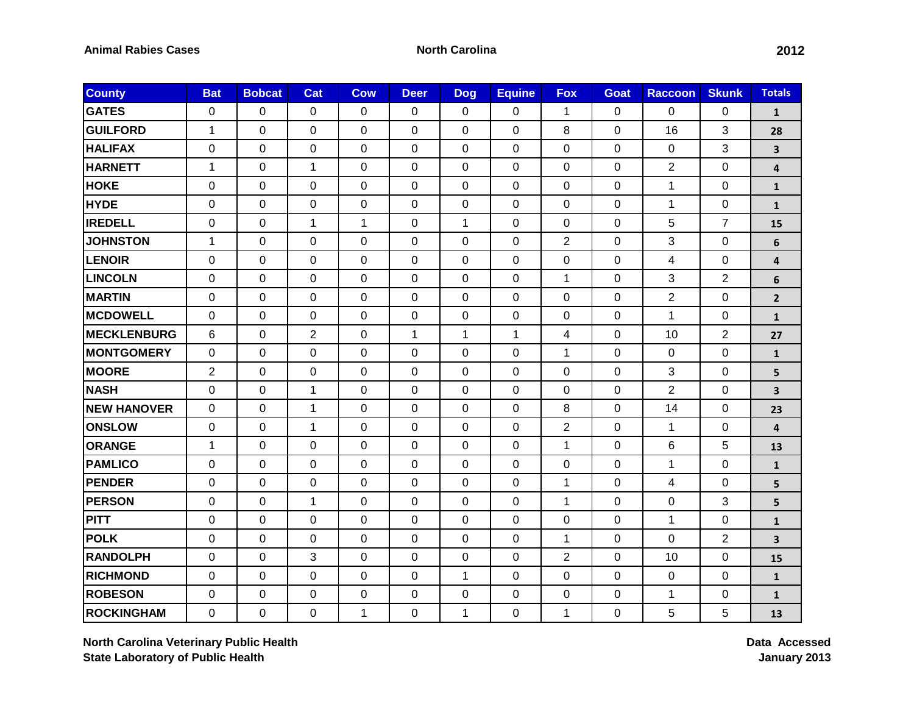**Animal Rabies Cases** **North Carolina** **2012**

| County | Bat | Bobcat | Cat | Cow | Deer | Dog | Equine | Fox | Goat | Raccoon | Skunk | Totals |
|---|---|---|---|---|---|---|---|---|---|---|---|---|
| GATES | 0 | 0 | 0 | 0 | 0 | 0 | 0 | 1 | 0 | 0 | 0 | 1 |
| GUILFORD | 1 | 0 | 0 | 0 | 0 | 0 | 0 | 8 | 0 | 16 | 3 | 28 |
| HALIFAX | 0 | 0 | 0 | 0 | 0 | 0 | 0 | 0 | 0 | 0 | 3 | 3 |
| HARNETT | 1 | 0 | 1 | 0 | 0 | 0 | 0 | 0 | 0 | 2 | 0 | 4 |
| HOKE | 0 | 0 | 0 | 0 | 0 | 0 | 0 | 0 | 0 | 1 | 0 | 1 |
| HYDE | 0 | 0 | 0 | 0 | 0 | 0 | 0 | 0 | 0 | 1 | 0 | 1 |
| IREDELL | 0 | 0 | 1 | 1 | 0 | 1 | 0 | 0 | 0 | 5 | 7 | 15 |
| JOHNSTON | 1 | 0 | 0 | 0 | 0 | 0 | 0 | 2 | 0 | 3 | 0 | 6 |
| LENOIR | 0 | 0 | 0 | 0 | 0 | 0 | 0 | 0 | 0 | 4 | 0 | 4 |
| LINCOLN | 0 | 0 | 0 | 0 | 0 | 0 | 0 | 1 | 0 | 3 | 2 | 6 |
| MARTIN | 0 | 0 | 0 | 0 | 0 | 0 | 0 | 0 | 0 | 2 | 0 | 2 |
| MCDOWELL | 0 | 0 | 0 | 0 | 0 | 0 | 0 | 0 | 0 | 1 | 0 | 1 |
| MECKLENBURG | 6 | 0 | 2 | 0 | 1 | 1 | 1 | 4 | 0 | 10 | 2 | 27 |
| MONTGOMERY | 0 | 0 | 0 | 0 | 0 | 0 | 0 | 1 | 0 | 0 | 0 | 1 |
| MOORE | 2 | 0 | 0 | 0 | 0 | 0 | 0 | 0 | 0 | 3 | 0 | 5 |
| NASH | 0 | 0 | 1 | 0 | 0 | 0 | 0 | 0 | 0 | 2 | 0 | 3 |
| NEW HANOVER | 0 | 0 | 1 | 0 | 0 | 0 | 0 | 8 | 0 | 14 | 0 | 23 |
| ONSLOW | 0 | 0 | 1 | 0 | 0 | 0 | 0 | 2 | 0 | 1 | 0 | 4 |
| ORANGE | 1 | 0 | 0 | 0 | 0 | 0 | 0 | 1 | 0 | 6 | 5 | 13 |
| PAMLICO | 0 | 0 | 0 | 0 | 0 | 0 | 0 | 0 | 0 | 1 | 0 | 1 |
| PENDER | 0 | 0 | 0 | 0 | 0 | 0 | 0 | 1 | 0 | 4 | 0 | 5 |
| PERSON | 0 | 0 | 1 | 0 | 0 | 0 | 0 | 1 | 0 | 0 | 3 | 5 |
| PITT | 0 | 0 | 0 | 0 | 0 | 0 | 0 | 0 | 0 | 1 | 0 | 1 |
| POLK | 0 | 0 | 0 | 0 | 0 | 0 | 0 | 1 | 0 | 0 | 2 | 3 |
| RANDOLPH | 0 | 0 | 3 | 0 | 0 | 0 | 0 | 2 | 0 | 10 | 0 | 15 |
| RICHMOND | 0 | 0 | 0 | 0 | 0 | 1 | 0 | 0 | 0 | 0 | 0 | 1 |
| ROBESON | 0 | 0 | 0 | 0 | 0 | 0 | 0 | 0 | 0 | 1 | 0 | 1 |
| ROCKINGHAM | 0 | 0 | 0 | 1 | 0 | 1 | 0 | 1 | 0 | 5 | 5 | 13 |

**North Carolina Veterinary Public Health**
**State Laboratory of Public Health**

**Data Accessed**
**January 2013**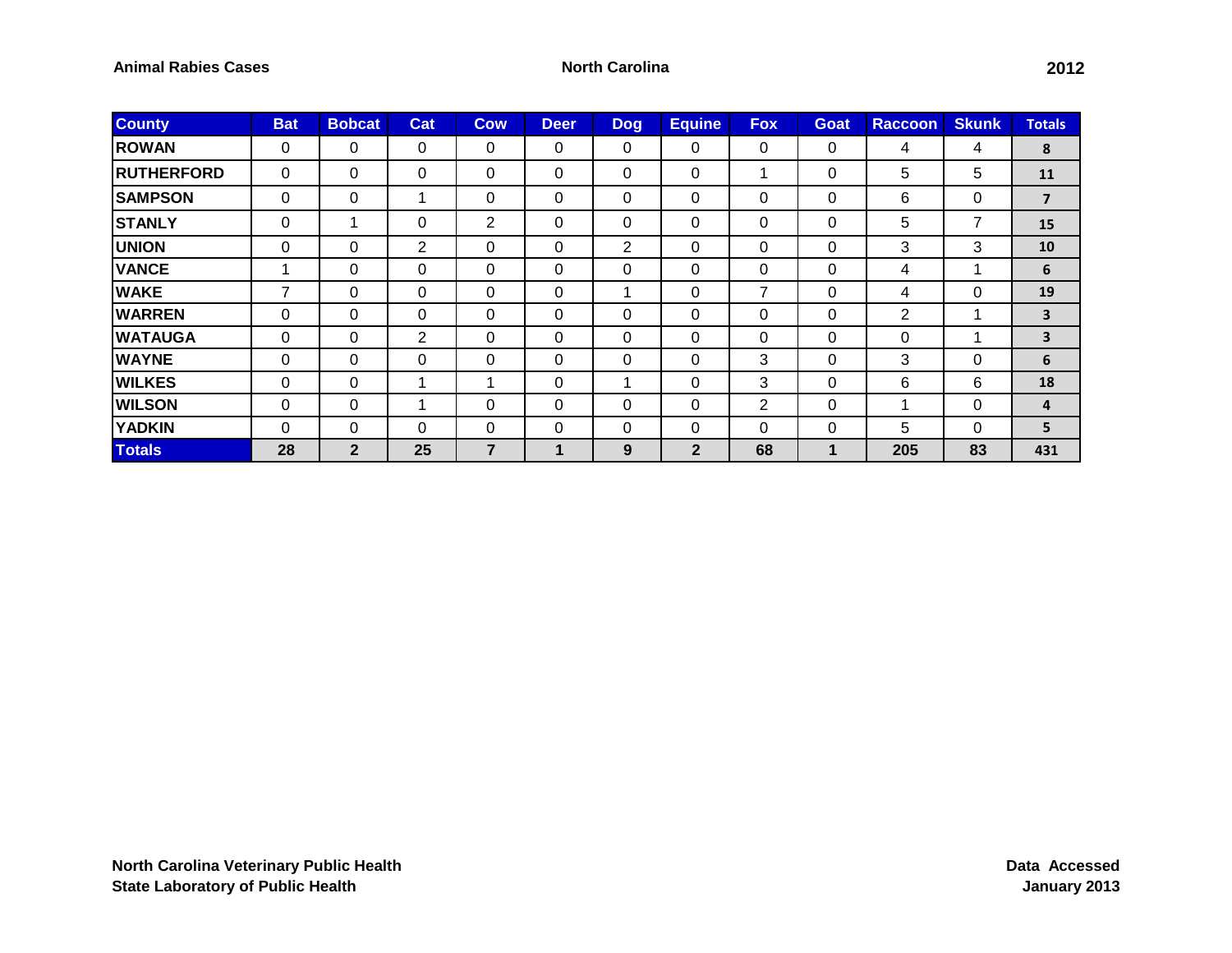**Animal Rabies Cases** **North Carolina** **2012**

| County | Bat | Bobcat | Cat | Cow | Deer | Dog | Equine | Fox | Goat | Raccoon | Skunk | Totals |
|---|---|---|---|---|---|---|---|---|---|---|---|---|
| ROWAN | 0 | 0 | 0 | 0 | 0 | 0 | 0 | 0 | 0 | 4 | 4 | 8 |
| RUTHERFORD | 0 | 0 | 0 | 0 | 0 | 0 | 0 | 1 | 0 | 5 | 5 | 11 |
| SAMPSON | 0 | 0 | 1 | 0 | 0 | 0 | 0 | 0 | 0 | 6 | 0 | 7 |
| STANLY | 0 | 1 | 0 | 2 | 0 | 0 | 0 | 0 | 0 | 5 | 7 | 15 |
| UNION | 0 | 0 | 2 | 0 | 0 | 2 | 0 | 0 | 0 | 3 | 3 | 10 |
| VANCE | 1 | 0 | 0 | 0 | 0 | 0 | 0 | 0 | 0 | 4 | 1 | 6 |
| WAKE | 7 | 0 | 0 | 0 | 0 | 1 | 0 | 7 | 0 | 4 | 0 | 19 |
| WARREN | 0 | 0 | 0 | 0 | 0 | 0 | 0 | 0 | 0 | 2 | 1 | 3 |
| WATAUGA | 0 | 0 | 2 | 0 | 0 | 0 | 0 | 0 | 0 | 0 | 1 | 3 |
| WAYNE | 0 | 0 | 0 | 0 | 0 | 0 | 0 | 3 | 0 | 3 | 0 | 6 |
| WILKES | 0 | 0 | 1 | 1 | 0 | 1 | 0 | 3 | 0 | 6 | 6 | 18 |
| WILSON | 0 | 0 | 1 | 0 | 0 | 0 | 0 | 2 | 0 | 1 | 0 | 4 |
| YADKIN | 0 | 0 | 0 | 0 | 0 | 0 | 0 | 0 | 0 | 5 | 0 | 5 |
| **Totals** | **28** | **2** | **25** | **7** | **1** | **9** | **2** | **68** | **1** | **205** | **83** | **431** |

**North Carolina Veterinary Public Health**
**State Laboratory of Public Health**

**Data Accessed**
**January 2013**